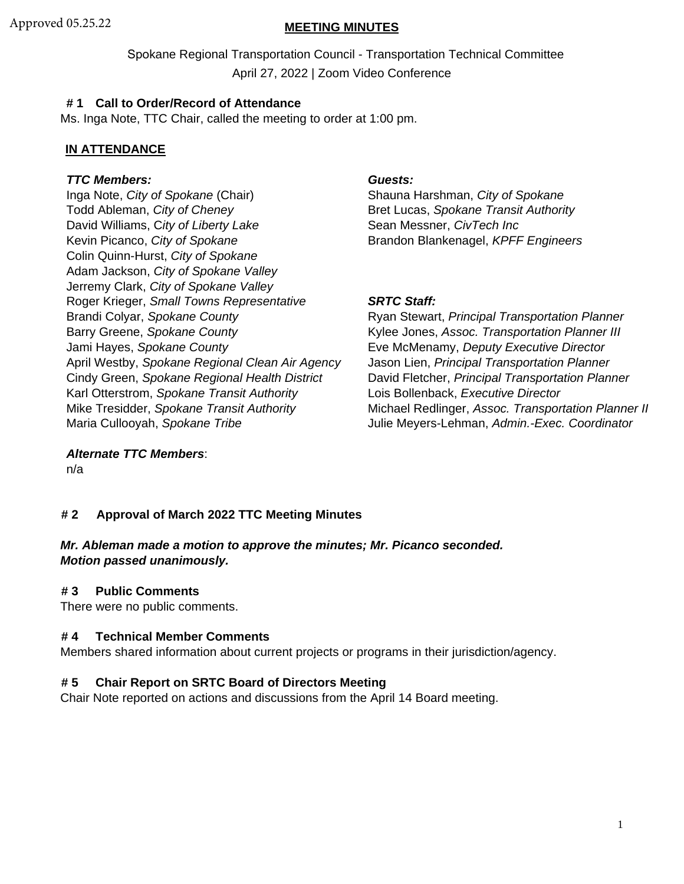Approved 05.25.22

# MEETING MINUTES

Spokane Regional Transportation Council - Transportation Technical Committee

April 27, 2022 | Zoom Video Conference

### # 1 Call to Order/Record of Attendance

Ms. Inga Note, TTC Chair, called the meeting to order at 1:00 pm.

## IN ATTENDANCE

***TTC Members:***

Inga Note, *City of Spokane* (Chair)
Todd Ableman, *City of Cheney*
David Williams, *City of Liberty Lake*
Kevin Picanco, *City of Spokane*
Colin Quinn-Hurst, *City of Spokane*
Adam Jackson, *City of Spokane Valley*
Jerremy Clark, *City of Spokane Valley*
Roger Krieger, *Small Towns Representative*
Brandi Colyar, *Spokane County*
Barry Greene, *Spokane County*
Jami Hayes, *Spokane County*
April Westby, *Spokane Regional Clean Air Agency*
Cindy Green, *Spokane Regional Health District*
Karl Otterstrom, *Spokane Transit Authority*
Mike Tresidder, *Spokane Transit Authority*
Maria Cullooyah, *Spokane Tribe*

***Alternate TTC Members***:

n/a

***Guests:***

Shauna Harshman, *City of Spokane*
Bret Lucas, *Spokane Transit Authority*
Sean Messner, *CivTech Inc*
Brandon Blankenagel, *KPFF Engineers*

***SRTC Staff:***

Ryan Stewart, *Principal Transportation Planner*
Kylee Jones, *Assoc. Transportation Planner III*
Eve McMenamy, *Deputy Executive Director*
Jason Lien, *Principal Transportation Planner*
David Fletcher, *Principal Transportation Planner*
Lois Bollenback, *Executive Director*
Michael Redlinger, *Assoc. Transportation Planner II*
Julie Meyers-Lehman, *Admin.-Exec. Coordinator*

### # 2 Approval of March 2022 TTC Meeting Minutes

***Mr. Ableman made a motion to approve the minutes; Mr. Picanco seconded. Motion passed unanimously.***

### # 3 Public Comments

There were no public comments.

### # 4 Technical Member Comments

Members shared information about current projects or programs in their jurisdiction/agency.

### # 5 Chair Report on SRTC Board of Directors Meeting

Chair Note reported on actions and discussions from the April 14 Board meeting.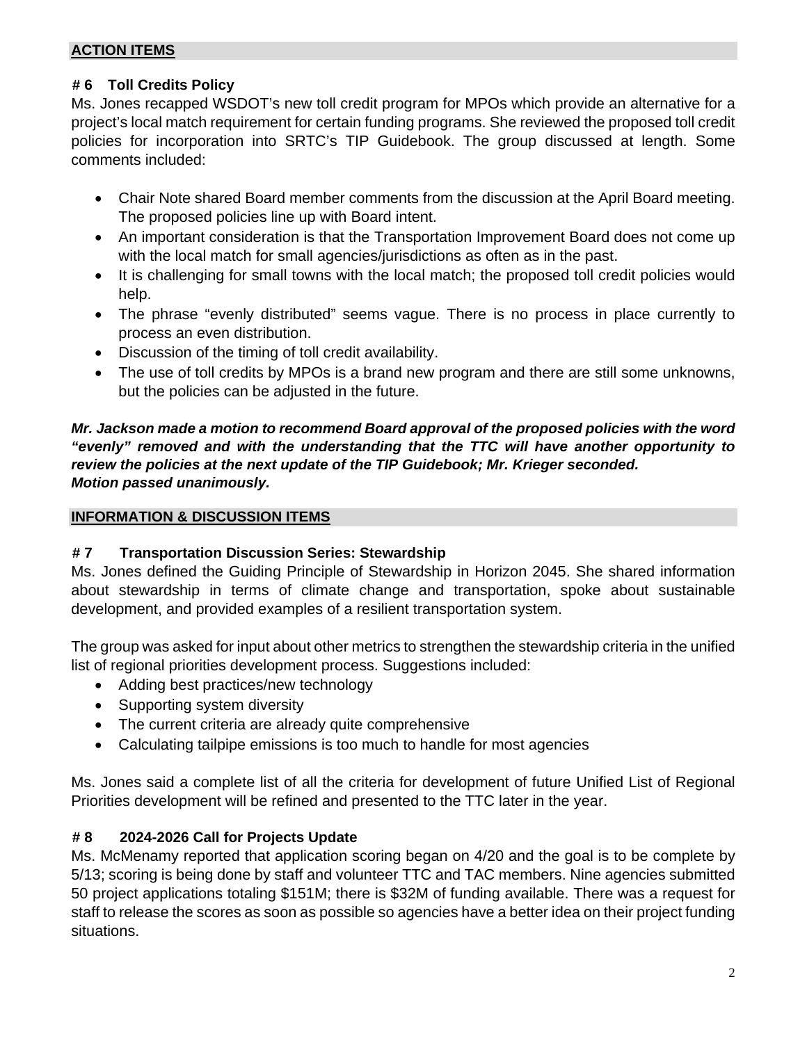## ACTION ITEMS

### # 6 Toll Credits Policy

Ms. Jones recapped WSDOT's new toll credit program for MPOs which provide an alternative for a project's local match requirement for certain funding programs. She reviewed the proposed toll credit policies for incorporation into SRTC's TIP Guidebook. The group discussed at length. Some comments included:

- Chair Note shared Board member comments from the discussion at the April Board meeting. The proposed policies line up with Board intent.
- An important consideration is that the Transportation Improvement Board does not come up with the local match for small agencies/jurisdictions as often as in the past.
- It is challenging for small towns with the local match; the proposed toll credit policies would help.
- The phrase "evenly distributed" seems vague. There is no process in place currently to process an even distribution.
- Discussion of the timing of toll credit availability.
- The use of toll credits by MPOs is a brand new program and there are still some unknowns, but the policies can be adjusted in the future.

***Mr. Jackson made a motion to recommend Board approval of the proposed policies with the word "evenly" removed and with the understanding that the TTC will have another opportunity to review the policies at the next update of the TIP Guidebook; Mr. Krieger seconded.***
***Motion passed unanimously.***

## INFORMATION & DISCUSSION ITEMS

### # 7 Transportation Discussion Series: Stewardship

Ms. Jones defined the Guiding Principle of Stewardship in Horizon 2045. She shared information about stewardship in terms of climate change and transportation, spoke about sustainable development, and provided examples of a resilient transportation system.

The group was asked for input about other metrics to strengthen the stewardship criteria in the unified list of regional priorities development process. Suggestions included:

- Adding best practices/new technology
- Supporting system diversity
- The current criteria are already quite comprehensive
- Calculating tailpipe emissions is too much to handle for most agencies

Ms. Jones said a complete list of all the criteria for development of future Unified List of Regional Priorities development will be refined and presented to the TTC later in the year.

### # 8 2024-2026 Call for Projects Update

Ms. McMenamy reported that application scoring began on 4/20 and the goal is to be complete by 5/13; scoring is being done by staff and volunteer TTC and TAC members. Nine agencies submitted 50 project applications totaling $151M; there is $32M of funding available. There was a request for staff to release the scores as soon as possible so agencies have a better idea on their project funding situations.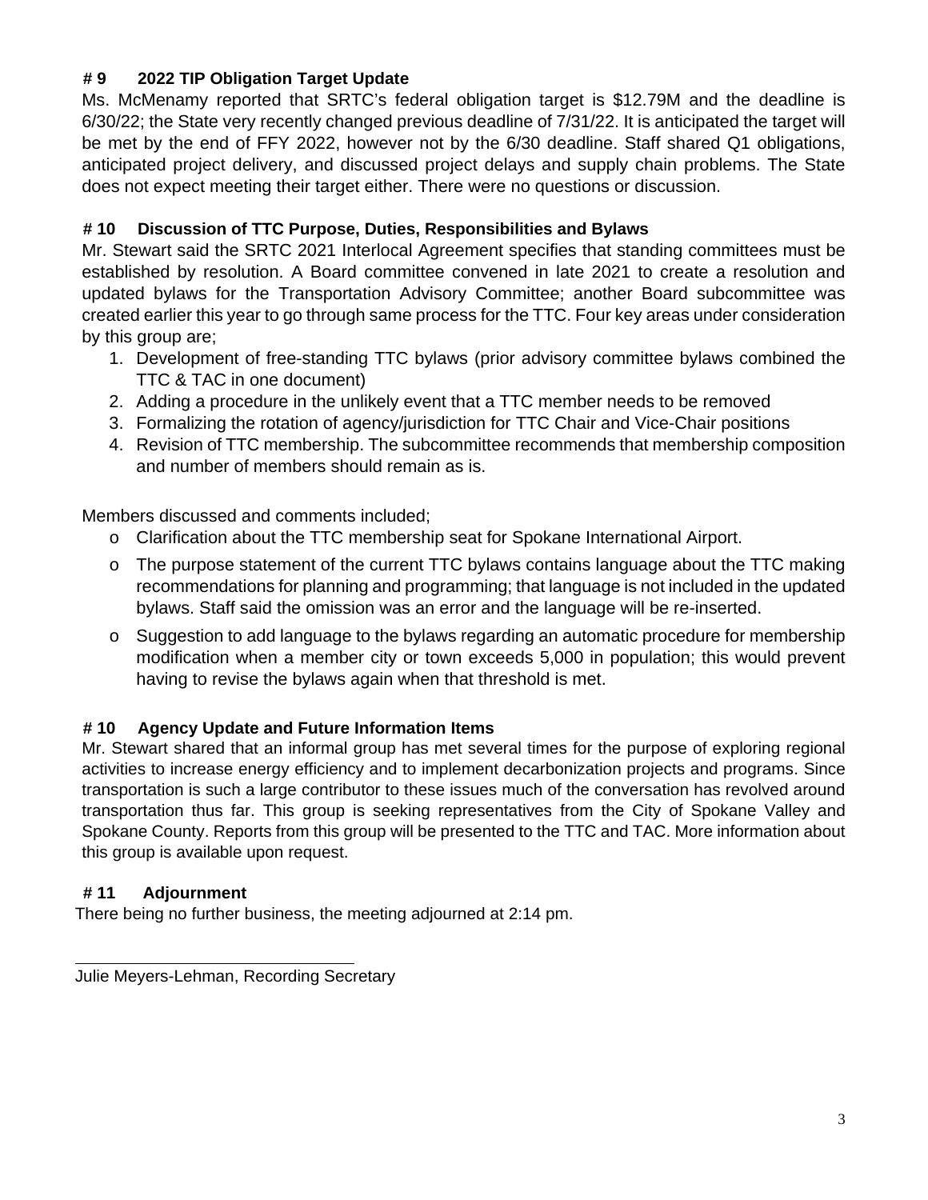**# 9 2022 TIP Obligation Target Update**

Ms. McMenamy reported that SRTC's federal obligation target is $12.79M and the deadline is 6/30/22; the State very recently changed previous deadline of 7/31/22. It is anticipated the target will be met by the end of FFY 2022, however not by the 6/30 deadline. Staff shared Q1 obligations, anticipated project delivery, and discussed project delays and supply chain problems. The State does not expect meeting their target either. There were no questions or discussion.

**# 10 Discussion of TTC Purpose, Duties, Responsibilities and Bylaws**

Mr. Stewart said the SRTC 2021 Interlocal Agreement specifies that standing committees must be established by resolution. A Board committee convened in late 2021 to create a resolution and updated bylaws for the Transportation Advisory Committee; another Board subcommittee was created earlier this year to go through same process for the TTC. Four key areas under consideration by this group are;

1. Development of free-standing TTC bylaws (prior advisory committee bylaws combined the TTC & TAC in one document)
2. Adding a procedure in the unlikely event that a TTC member needs to be removed
3. Formalizing the rotation of agency/jurisdiction for TTC Chair and Vice-Chair positions
4. Revision of TTC membership. The subcommittee recommends that membership composition and number of members should remain as is.

Members discussed and comments included;

- Clarification about the TTC membership seat for Spokane International Airport.
- The purpose statement of the current TTC bylaws contains language about the TTC making recommendations for planning and programming; that language is not included in the updated bylaws. Staff said the omission was an error and the language will be re-inserted.
- Suggestion to add language to the bylaws regarding an automatic procedure for membership modification when a member city or town exceeds 5,000 in population; this would prevent having to revise the bylaws again when that threshold is met.

**# 10 Agency Update and Future Information Items**

Mr. Stewart shared that an informal group has met several times for the purpose of exploring regional activities to increase energy efficiency and to implement decarbonization projects and programs. Since transportation is such a large contributor to these issues much of the conversation has revolved around transportation thus far. This group is seeking representatives from the City of Spokane Valley and Spokane County. Reports from this group will be presented to the TTC and TAC. More information about this group is available upon request.

**# 11 Adjournment**

There being no further business, the meeting adjourned at 2:14 pm.

\_\_\_\_\_\_\_\_\_\_\_\_\_\_\_\_\_\_\_\_\_\_\_\_\_\_\_\_\_\_\_\_

Julie Meyers-Lehman, Recording Secretary